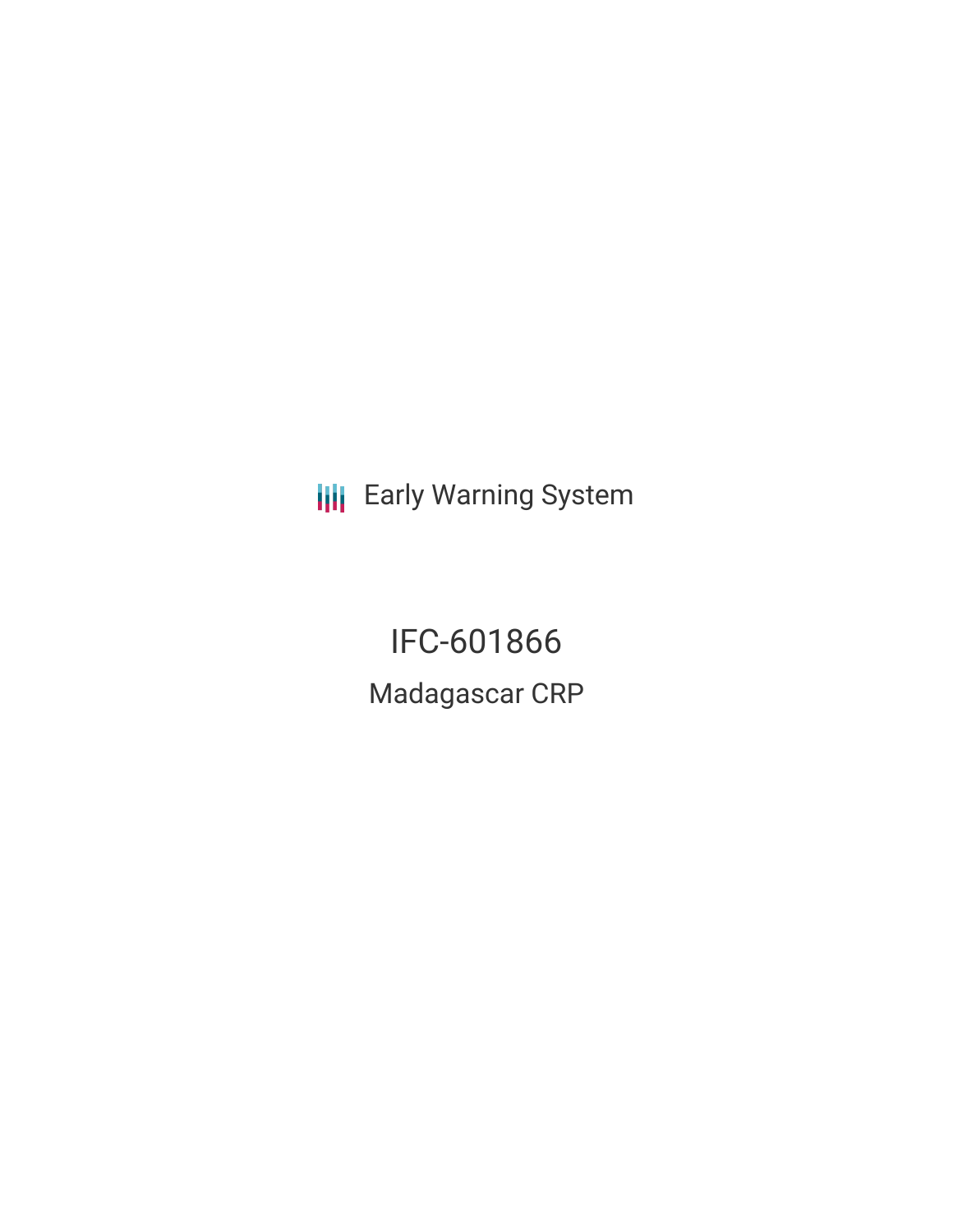Early Warning System

# IFC-601866

## Madagascar CRP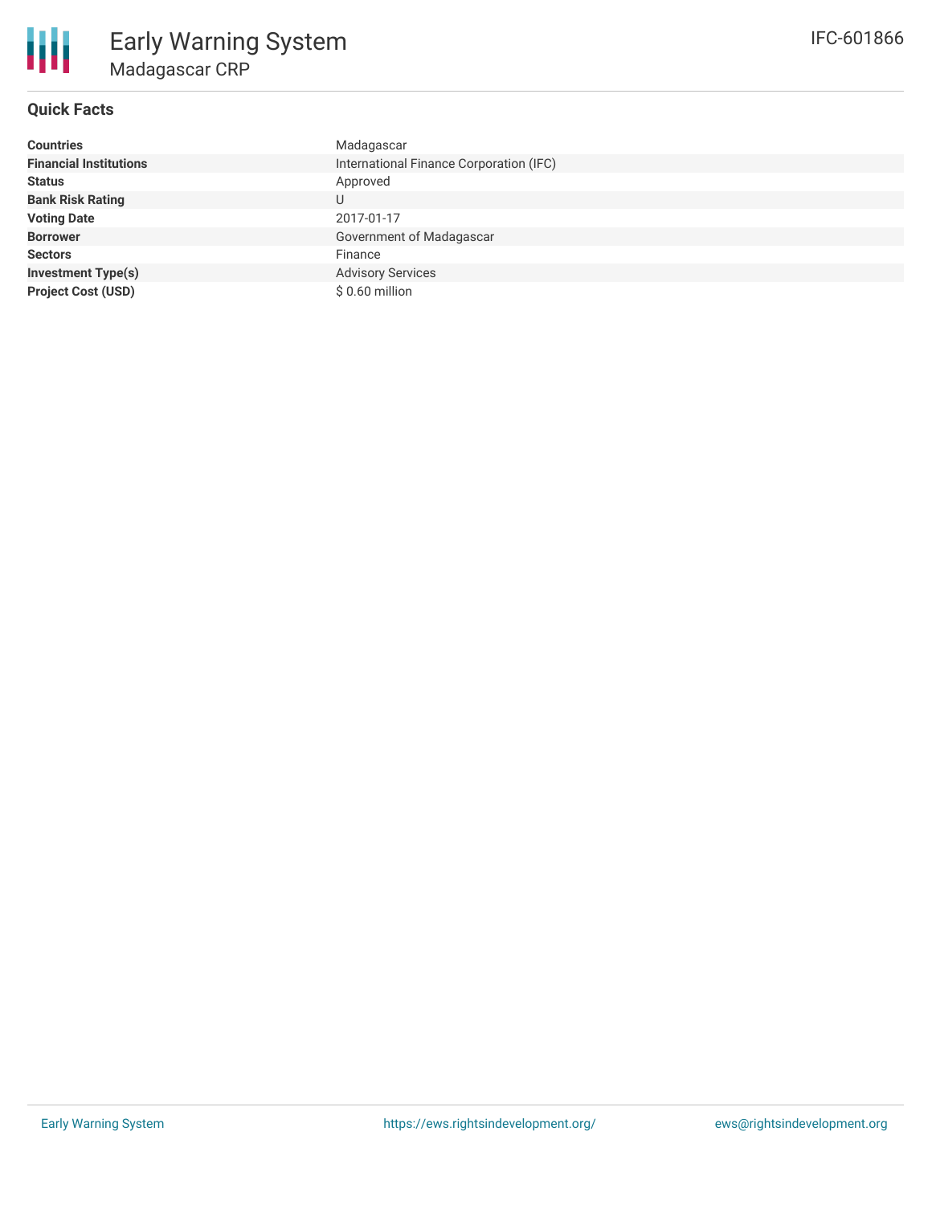# Early Warning System

## Madagascar CRP

IFC-601866

### Quick Facts

| | |
|---|---|
| **Countries** | Madagascar |
| **Financial Institutions** | International Finance Corporation (IFC) |
| **Status** | Approved |
| **Bank Risk Rating** | U |
| **Voting Date** | 2017-01-17 |
| **Borrower** | Government of Madagascar |
| **Sectors** | Finance |
| **Investment Type(s)** | Advisory Services |
| **Project Cost (USD)** | $ 0.60 million |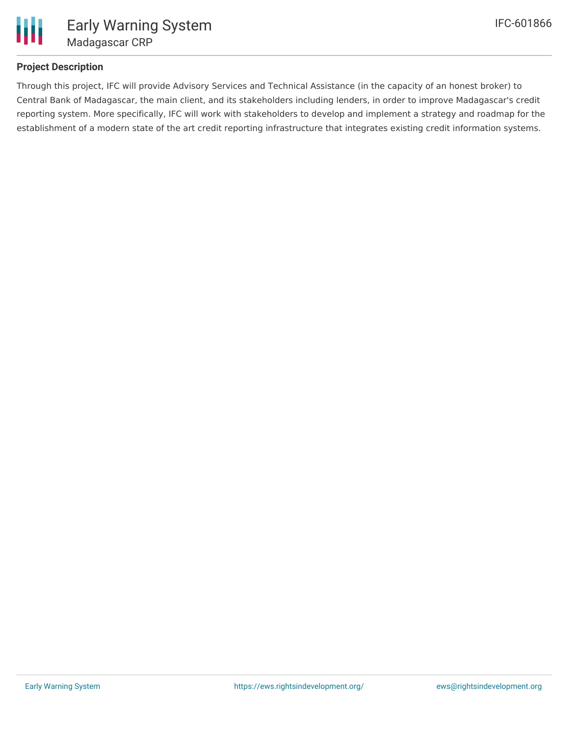## Project Description

Through this project, IFC will provide Advisory Services and Technical Assistance (in the capacity of an honest broker) to Central Bank of Madagascar, the main client, and its stakeholders including lenders, in order to improve Madagascar's credit reporting system. More specifically, IFC will work with stakeholders to develop and implement a strategy and roadmap for the establishment of a modern state of the art credit reporting infrastructure that integrates existing credit information systems.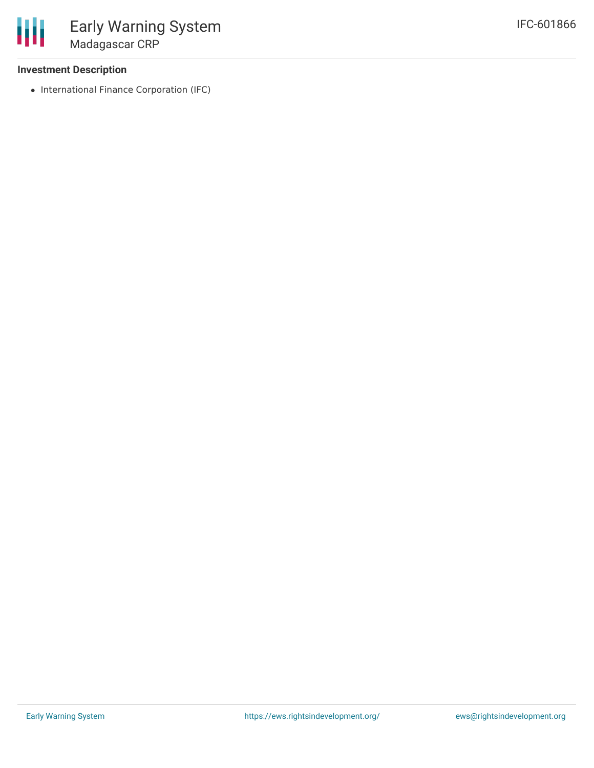**Investment Description**

- International Finance Corporation (IFC)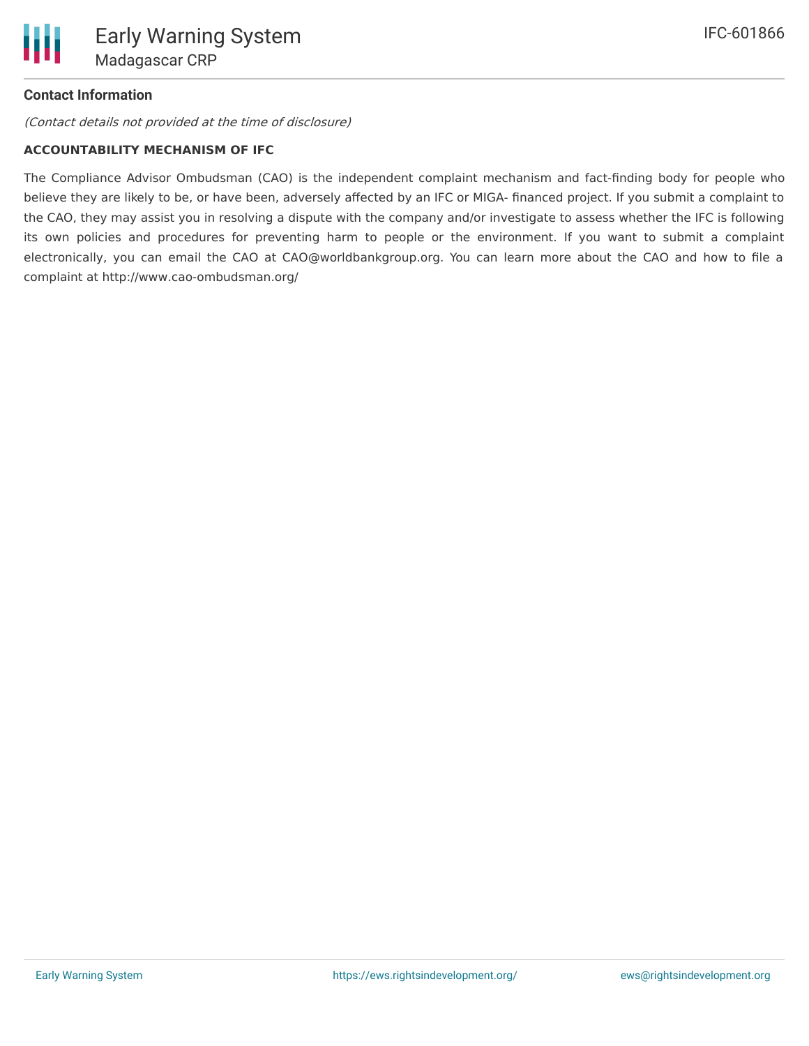### Contact Information

*(Contact details not provided at the time of disclosure)*

**ACCOUNTABILITY MECHANISM OF IFC**

The Compliance Advisor Ombudsman (CAO) is the independent complaint mechanism and fact-finding body for people who believe they are likely to be, or have been, adversely affected by an IFC or MIGA- financed project. If you submit a complaint to the CAO, they may assist you in resolving a dispute with the company and/or investigate to assess whether the IFC is following its own policies and procedures for preventing harm to people or the environment. If you want to submit a complaint electronically, you can email the CAO at CAO@worldbankgroup.org. You can learn more about the CAO and how to file a complaint at http://www.cao-ombudsman.org/